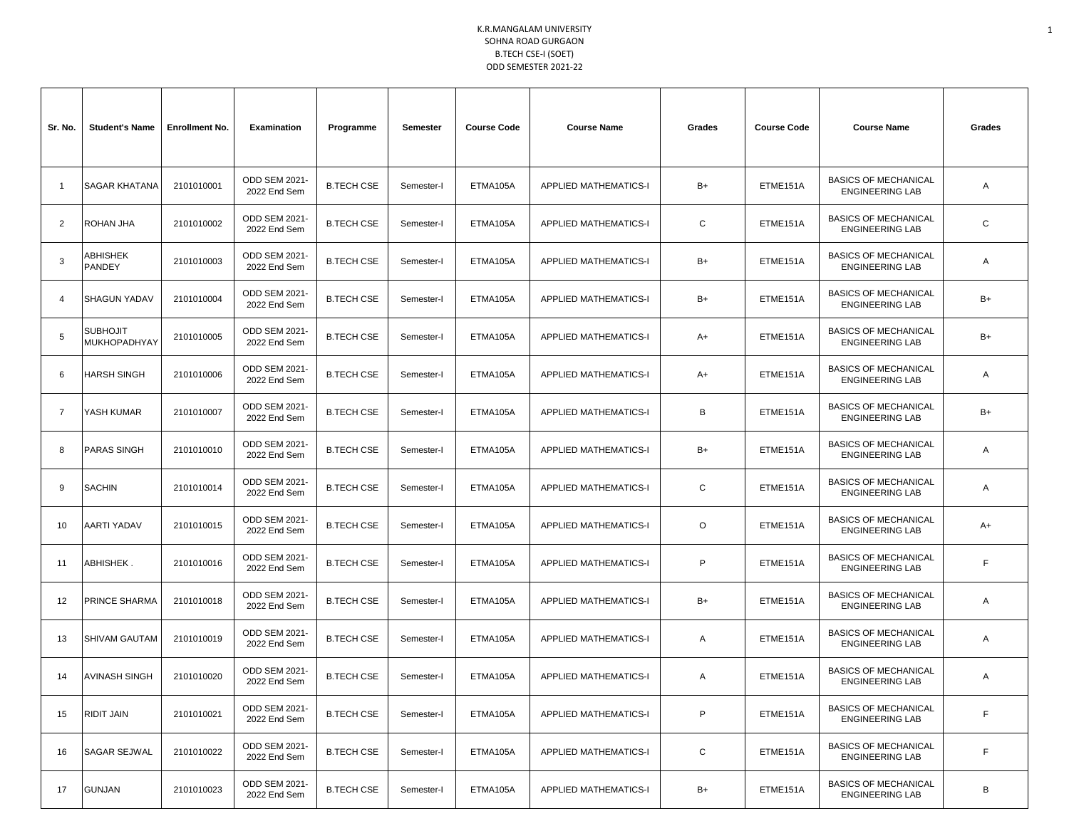# K.R.MANGALAM UNIVERSITY
## SOHNA ROAD GURGAON
## B.TECH CSE-I (SOET)
## ODD SEMESTER 2021-22

| Sr. No. | Student's Name | Enrollment No. | Examination | Programme | Semester | Course Code | Course Name | Grades | Course Code | Course Name | Grades |
|---|---|---|---|---|---|---|---|---|---|---|---|
| 1 | SAGAR KHATANA | 2101010001 | ODD SEM 2021-2022 End Sem | B.TECH CSE | Semester-I | ETMA105A | APPLIED MATHEMATICS-I | B+ | ETME151A | BASICS OF MECHANICAL ENGINEERING LAB | A |
| 2 | ROHAN JHA | 2101010002 | ODD SEM 2021-2022 End Sem | B.TECH CSE | Semester-I | ETMA105A | APPLIED MATHEMATICS-I | C | ETME151A | BASICS OF MECHANICAL ENGINEERING LAB | C |
| 3 | ABHISHEK PANDEY | 2101010003 | ODD SEM 2021-2022 End Sem | B.TECH CSE | Semester-I | ETMA105A | APPLIED MATHEMATICS-I | B+ | ETME151A | BASICS OF MECHANICAL ENGINEERING LAB | A |
| 4 | SHAGUN YADAV | 2101010004 | ODD SEM 2021-2022 End Sem | B.TECH CSE | Semester-I | ETMA105A | APPLIED MATHEMATICS-I | B+ | ETME151A | BASICS OF MECHANICAL ENGINEERING LAB | B+ |
| 5 | SUBHOJIT MUKHOPADHYAY | 2101010005 | ODD SEM 2021-2022 End Sem | B.TECH CSE | Semester-I | ETMA105A | APPLIED MATHEMATICS-I | A+ | ETME151A | BASICS OF MECHANICAL ENGINEERING LAB | B+ |
| 6 | HARSH SINGH | 2101010006 | ODD SEM 2021-2022 End Sem | B.TECH CSE | Semester-I | ETMA105A | APPLIED MATHEMATICS-I | A+ | ETME151A | BASICS OF MECHANICAL ENGINEERING LAB | A |
| 7 | YASH KUMAR | 2101010007 | ODD SEM 2021-2022 End Sem | B.TECH CSE | Semester-I | ETMA105A | APPLIED MATHEMATICS-I | B | ETME151A | BASICS OF MECHANICAL ENGINEERING LAB | B+ |
| 8 | PARAS SINGH | 2101010010 | ODD SEM 2021-2022 End Sem | B.TECH CSE | Semester-I | ETMA105A | APPLIED MATHEMATICS-I | B+ | ETME151A | BASICS OF MECHANICAL ENGINEERING LAB | A |
| 9 | SACHIN | 2101010014 | ODD SEM 2021-2022 End Sem | B.TECH CSE | Semester-I | ETMA105A | APPLIED MATHEMATICS-I | C | ETME151A | BASICS OF MECHANICAL ENGINEERING LAB | A |
| 10 | AARTI YADAV | 2101010015 | ODD SEM 2021-2022 End Sem | B.TECH CSE | Semester-I | ETMA105A | APPLIED MATHEMATICS-I | O | ETME151A | BASICS OF MECHANICAL ENGINEERING LAB | A+ |
| 11 | ABHISHEK . | 2101010016 | ODD SEM 2021-2022 End Sem | B.TECH CSE | Semester-I | ETMA105A | APPLIED MATHEMATICS-I | P | ETME151A | BASICS OF MECHANICAL ENGINEERING LAB | F |
| 12 | PRINCE SHARMA | 2101010018 | ODD SEM 2021-2022 End Sem | B.TECH CSE | Semester-I | ETMA105A | APPLIED MATHEMATICS-I | B+ | ETME151A | BASICS OF MECHANICAL ENGINEERING LAB | A |
| 13 | SHIVAM GAUTAM | 2101010019 | ODD SEM 2021-2022 End Sem | B.TECH CSE | Semester-I | ETMA105A | APPLIED MATHEMATICS-I | A | ETME151A | BASICS OF MECHANICAL ENGINEERING LAB | A |
| 14 | AVINASH SINGH | 2101010020 | ODD SEM 2021-2022 End Sem | B.TECH CSE | Semester-I | ETMA105A | APPLIED MATHEMATICS-I | A | ETME151A | BASICS OF MECHANICAL ENGINEERING LAB | A |
| 15 | RIDIT JAIN | 2101010021 | ODD SEM 2021-2022 End Sem | B.TECH CSE | Semester-I | ETMA105A | APPLIED MATHEMATICS-I | P | ETME151A | BASICS OF MECHANICAL ENGINEERING LAB | F |
| 16 | SAGAR SEJWAL | 2101010022 | ODD SEM 2021-2022 End Sem | B.TECH CSE | Semester-I | ETMA105A | APPLIED MATHEMATICS-I | C | ETME151A | BASICS OF MECHANICAL ENGINEERING LAB | F |
| 17 | GUNJAN | 2101010023 | ODD SEM 2021-2022 End Sem | B.TECH CSE | Semester-I | ETMA105A | APPLIED MATHEMATICS-I | B+ | ETME151A | BASICS OF MECHANICAL ENGINEERING LAB | B |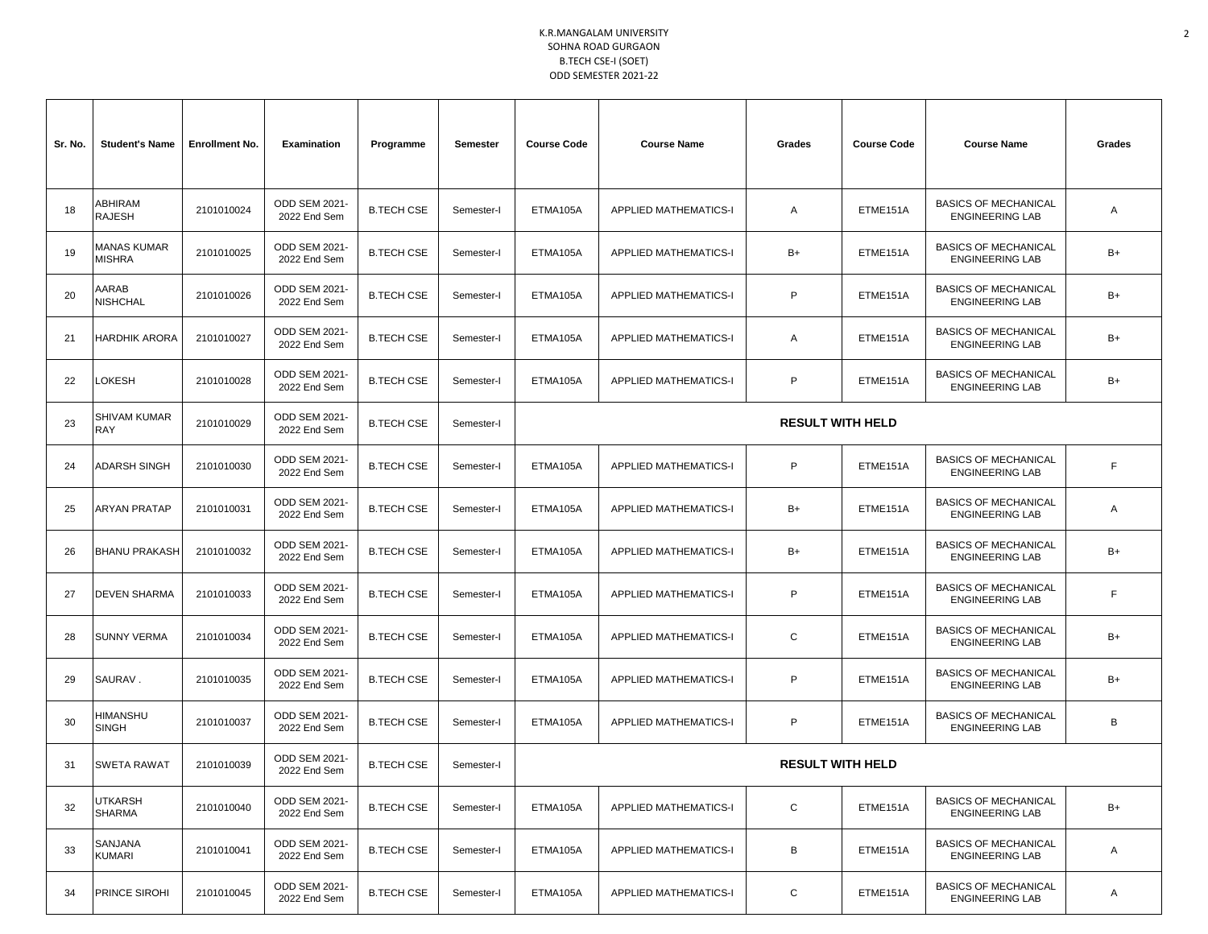K.R.MANGALAM UNIVERSITY
SOHNA ROAD GURGAON
B.TECH CSE-I (SOET)
ODD SEMESTER 2021-22

| Sr. No. | Student's Name | Enrollment No. | Examination | Programme | Semester | Course Code | Course Name | Grades | Course Code | Course Name | Grades |
|---|---|---|---|---|---|---|---|---|---|---|---|
| 18 | ABHIRAM RAJESH | 2101010024 | ODD SEM 2021-2022 End Sem | B.TECH CSE | Semester-I | ETMA105A | APPLIED MATHEMATICS-I | A | ETME151A | BASICS OF MECHANICAL ENGINEERING LAB | A |
| 19 | MANAS KUMAR MISHRA | 2101010025 | ODD SEM 2021-2022 End Sem | B.TECH CSE | Semester-I | ETMA105A | APPLIED MATHEMATICS-I | B+ | ETME151A | BASICS OF MECHANICAL ENGINEERING LAB | B+ |
| 20 | AARAB NISHCHAL | 2101010026 | ODD SEM 2021-2022 End Sem | B.TECH CSE | Semester-I | ETMA105A | APPLIED MATHEMATICS-I | P | ETME151A | BASICS OF MECHANICAL ENGINEERING LAB | B+ |
| 21 | HARDHIK ARORA | 2101010027 | ODD SEM 2021-2022 End Sem | B.TECH CSE | Semester-I | ETMA105A | APPLIED MATHEMATICS-I | A | ETME151A | BASICS OF MECHANICAL ENGINEERING LAB | B+ |
| 22 | LOKESH | 2101010028 | ODD SEM 2021-2022 End Sem | B.TECH CSE | Semester-I | ETMA105A | APPLIED MATHEMATICS-I | P | ETME151A | BASICS OF MECHANICAL ENGINEERING LAB | B+ |
| 23 | SHIVAM KUMAR RAY | 2101010029 | ODD SEM 2021-2022 End Sem | B.TECH CSE | Semester-I | **RESULT WITH HELD** | | | | | |
| 24 | ADARSH SINGH | 2101010030 | ODD SEM 2021-2022 End Sem | B.TECH CSE | Semester-I | ETMA105A | APPLIED MATHEMATICS-I | P | ETME151A | BASICS OF MECHANICAL ENGINEERING LAB | F |
| 25 | ARYAN PRATAP | 2101010031 | ODD SEM 2021-2022 End Sem | B.TECH CSE | Semester-I | ETMA105A | APPLIED MATHEMATICS-I | B+ | ETME151A | BASICS OF MECHANICAL ENGINEERING LAB | A |
| 26 | BHANU PRAKASH | 2101010032 | ODD SEM 2021-2022 End Sem | B.TECH CSE | Semester-I | ETMA105A | APPLIED MATHEMATICS-I | B+ | ETME151A | BASICS OF MECHANICAL ENGINEERING LAB | B+ |
| 27 | DEVEN SHARMA | 2101010033 | ODD SEM 2021-2022 End Sem | B.TECH CSE | Semester-I | ETMA105A | APPLIED MATHEMATICS-I | P | ETME151A | BASICS OF MECHANICAL ENGINEERING LAB | F |
| 28 | SUNNY VERMA | 2101010034 | ODD SEM 2021-2022 End Sem | B.TECH CSE | Semester-I | ETMA105A | APPLIED MATHEMATICS-I | C | ETME151A | BASICS OF MECHANICAL ENGINEERING LAB | B+ |
| 29 | SAURAV . | 2101010035 | ODD SEM 2021-2022 End Sem | B.TECH CSE | Semester-I | ETMA105A | APPLIED MATHEMATICS-I | P | ETME151A | BASICS OF MECHANICAL ENGINEERING LAB | B+ |
| 30 | HIMANSHU SINGH | 2101010037 | ODD SEM 2021-2022 End Sem | B.TECH CSE | Semester-I | ETMA105A | APPLIED MATHEMATICS-I | P | ETME151A | BASICS OF MECHANICAL ENGINEERING LAB | B |
| 31 | SWETA RAWAT | 2101010039 | ODD SEM 2021-2022 End Sem | B.TECH CSE | Semester-I | **RESULT WITH HELD** | | | | | |
| 32 | UTKARSH SHARMA | 2101010040 | ODD SEM 2021-2022 End Sem | B.TECH CSE | Semester-I | ETMA105A | APPLIED MATHEMATICS-I | C | ETME151A | BASICS OF MECHANICAL ENGINEERING LAB | B+ |
| 33 | SANJANA KUMARI | 2101010041 | ODD SEM 2021-2022 End Sem | B.TECH CSE | Semester-I | ETMA105A | APPLIED MATHEMATICS-I | B | ETME151A | BASICS OF MECHANICAL ENGINEERING LAB | A |
| 34 | PRINCE SIROHI | 2101010045 | ODD SEM 2021-2022 End Sem | B.TECH CSE | Semester-I | ETMA105A | APPLIED MATHEMATICS-I | C | ETME151A | BASICS OF MECHANICAL ENGINEERING LAB | A |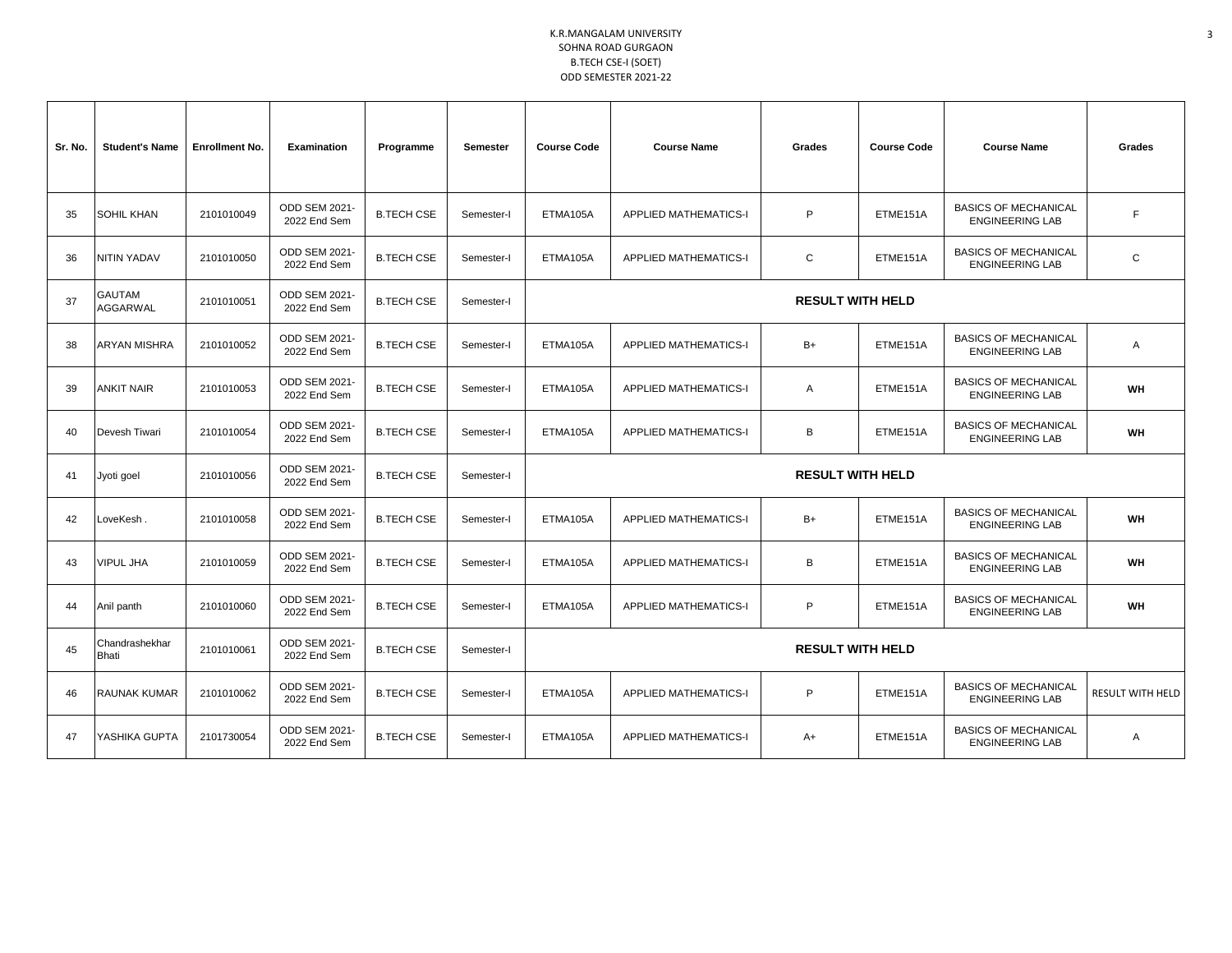K.R.MANGALAM UNIVERSITY
SOHNA ROAD GURGAON
B.TECH CSE-I (SOET)
ODD SEMESTER 2021-22

| Sr. No. | Student's Name | Enrollment No. | Examination | Programme | Semester | Course Code | Course Name | Grades | Course Code | Course Name | Grades |
|---|---|---|---|---|---|---|---|---|---|---|---|
| 35 | SOHIL KHAN | 2101010049 | ODD SEM 2021-2022 End Sem | B.TECH CSE | Semester-I | ETMA105A | APPLIED MATHEMATICS-I | P | ETME151A | BASICS OF MECHANICAL ENGINEERING LAB | F |
| 36 | NITIN YADAV | 2101010050 | ODD SEM 2021-2022 End Sem | B.TECH CSE | Semester-I | ETMA105A | APPLIED MATHEMATICS-I | C | ETME151A | BASICS OF MECHANICAL ENGINEERING LAB | C |
| 37 | GAUTAM AGGARWAL | 2101010051 | ODD SEM 2021-2022 End Sem | B.TECH CSE | Semester-I | **RESULT WITH HELD** | | | | | |
| 38 | ARYAN MISHRA | 2101010052 | ODD SEM 2021-2022 End Sem | B.TECH CSE | Semester-I | ETMA105A | APPLIED MATHEMATICS-I | B+ | ETME151A | BASICS OF MECHANICAL ENGINEERING LAB | A |
| 39 | ANKIT NAIR | 2101010053 | ODD SEM 2021-2022 End Sem | B.TECH CSE | Semester-I | ETMA105A | APPLIED MATHEMATICS-I | A | ETME151A | BASICS OF MECHANICAL ENGINEERING LAB | **WH** |
| 40 | Devesh Tiwari | 2101010054 | ODD SEM 2021-2022 End Sem | B.TECH CSE | Semester-I | ETMA105A | APPLIED MATHEMATICS-I | B | ETME151A | BASICS OF MECHANICAL ENGINEERING LAB | **WH** |
| 41 | Jyoti goel | 2101010056 | ODD SEM 2021-2022 End Sem | B.TECH CSE | Semester-I | **RESULT WITH HELD** | | | | | |
| 42 | LoveKesh . | 2101010058 | ODD SEM 2021-2022 End Sem | B.TECH CSE | Semester-I | ETMA105A | APPLIED MATHEMATICS-I | B+ | ETME151A | BASICS OF MECHANICAL ENGINEERING LAB | **WH** |
| 43 | VIPUL JHA | 2101010059 | ODD SEM 2021-2022 End Sem | B.TECH CSE | Semester-I | ETMA105A | APPLIED MATHEMATICS-I | B | ETME151A | BASICS OF MECHANICAL ENGINEERING LAB | **WH** |
| 44 | Anil panth | 2101010060 | ODD SEM 2021-2022 End Sem | B.TECH CSE | Semester-I | ETMA105A | APPLIED MATHEMATICS-I | P | ETME151A | BASICS OF MECHANICAL ENGINEERING LAB | **WH** |
| 45 | Chandrashekhar Bhati | 2101010061 | ODD SEM 2021-2022 End Sem | B.TECH CSE | Semester-I | **RESULT WITH HELD** | | | | | |
| 46 | RAUNAK KUMAR | 2101010062 | ODD SEM 2021-2022 End Sem | B.TECH CSE | Semester-I | ETMA105A | APPLIED MATHEMATICS-I | P | ETME151A | BASICS OF MECHANICAL ENGINEERING LAB | RESULT WITH HELD |
| 47 | YASHIKA GUPTA | 2101730054 | ODD SEM 2021-2022 End Sem | B.TECH CSE | Semester-I | ETMA105A | APPLIED MATHEMATICS-I | A+ | ETME151A | BASICS OF MECHANICAL ENGINEERING LAB | A |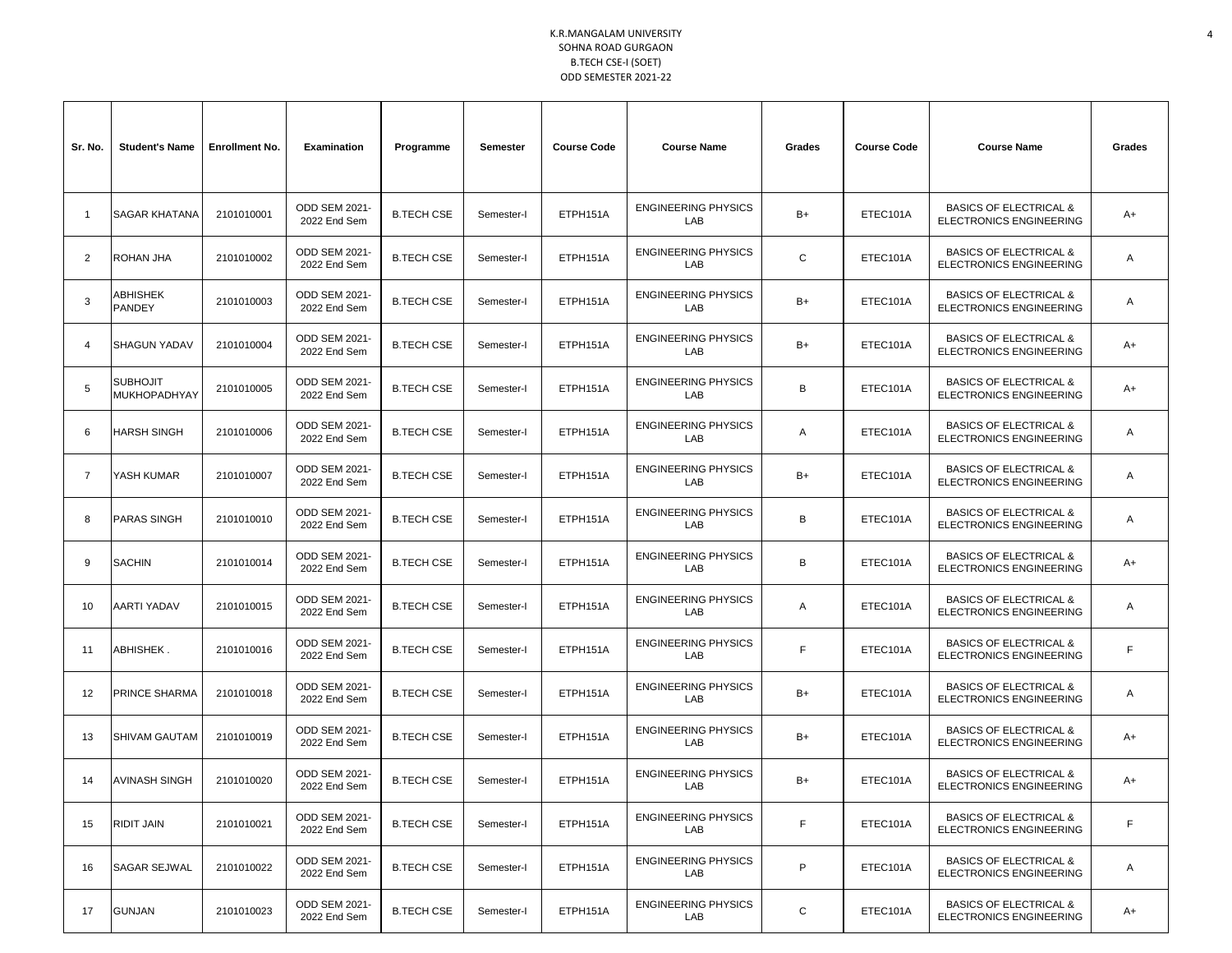K.R.MANGALAM UNIVERSITY
SOHNA ROAD GURGAON
B.TECH CSE-I (SOET)
ODD SEMESTER 2021-22

| Sr. No. | Student's Name | Enrollment No. | Examination | Programme | Semester | Course Code | Course Name | Grades | Course Code | Course Name | Grades |
|---|---|---|---|---|---|---|---|---|---|---|---|
| 1 | SAGAR KHATANA | 2101010001 | ODD SEM 2021-2022 End Sem | B.TECH CSE | Semester-I | ETPH151A | ENGINEERING PHYSICS LAB | B+ | ETEC101A | BASICS OF ELECTRICAL & ELECTRONICS ENGINEERING | A+ |
| 2 | ROHAN JHA | 2101010002 | ODD SEM 2021-2022 End Sem | B.TECH CSE | Semester-I | ETPH151A | ENGINEERING PHYSICS LAB | C | ETEC101A | BASICS OF ELECTRICAL & ELECTRONICS ENGINEERING | A |
| 3 | ABHISHEK PANDEY | 2101010003 | ODD SEM 2021-2022 End Sem | B.TECH CSE | Semester-I | ETPH151A | ENGINEERING PHYSICS LAB | B+ | ETEC101A | BASICS OF ELECTRICAL & ELECTRONICS ENGINEERING | A |
| 4 | SHAGUN YADAV | 2101010004 | ODD SEM 2021-2022 End Sem | B.TECH CSE | Semester-I | ETPH151A | ENGINEERING PHYSICS LAB | B+ | ETEC101A | BASICS OF ELECTRICAL & ELECTRONICS ENGINEERING | A+ |
| 5 | SUBHOJIT MUKHOPADHYAY | 2101010005 | ODD SEM 2021-2022 End Sem | B.TECH CSE | Semester-I | ETPH151A | ENGINEERING PHYSICS LAB | B | ETEC101A | BASICS OF ELECTRICAL & ELECTRONICS ENGINEERING | A+ |
| 6 | HARSH SINGH | 2101010006 | ODD SEM 2021-2022 End Sem | B.TECH CSE | Semester-I | ETPH151A | ENGINEERING PHYSICS LAB | A | ETEC101A | BASICS OF ELECTRICAL & ELECTRONICS ENGINEERING | A |
| 7 | YASH KUMAR | 2101010007 | ODD SEM 2021-2022 End Sem | B.TECH CSE | Semester-I | ETPH151A | ENGINEERING PHYSICS LAB | B+ | ETEC101A | BASICS OF ELECTRICAL & ELECTRONICS ENGINEERING | A |
| 8 | PARAS SINGH | 2101010010 | ODD SEM 2021-2022 End Sem | B.TECH CSE | Semester-I | ETPH151A | ENGINEERING PHYSICS LAB | B | ETEC101A | BASICS OF ELECTRICAL & ELECTRONICS ENGINEERING | A |
| 9 | SACHIN | 2101010014 | ODD SEM 2021-2022 End Sem | B.TECH CSE | Semester-I | ETPH151A | ENGINEERING PHYSICS LAB | B | ETEC101A | BASICS OF ELECTRICAL & ELECTRONICS ENGINEERING | A+ |
| 10 | AARTI YADAV | 2101010015 | ODD SEM 2021-2022 End Sem | B.TECH CSE | Semester-I | ETPH151A | ENGINEERING PHYSICS LAB | A | ETEC101A | BASICS OF ELECTRICAL & ELECTRONICS ENGINEERING | A |
| 11 | ABHISHEK . | 2101010016 | ODD SEM 2021-2022 End Sem | B.TECH CSE | Semester-I | ETPH151A | ENGINEERING PHYSICS LAB | F | ETEC101A | BASICS OF ELECTRICAL & ELECTRONICS ENGINEERING | F |
| 12 | PRINCE SHARMA | 2101010018 | ODD SEM 2021-2022 End Sem | B.TECH CSE | Semester-I | ETPH151A | ENGINEERING PHYSICS LAB | B+ | ETEC101A | BASICS OF ELECTRICAL & ELECTRONICS ENGINEERING | A |
| 13 | SHIVAM GAUTAM | 2101010019 | ODD SEM 2021-2022 End Sem | B.TECH CSE | Semester-I | ETPH151A | ENGINEERING PHYSICS LAB | B+ | ETEC101A | BASICS OF ELECTRICAL & ELECTRONICS ENGINEERING | A+ |
| 14 | AVINASH SINGH | 2101010020 | ODD SEM 2021-2022 End Sem | B.TECH CSE | Semester-I | ETPH151A | ENGINEERING PHYSICS LAB | B+ | ETEC101A | BASICS OF ELECTRICAL & ELECTRONICS ENGINEERING | A+ |
| 15 | RIDIT JAIN | 2101010021 | ODD SEM 2021-2022 End Sem | B.TECH CSE | Semester-I | ETPH151A | ENGINEERING PHYSICS LAB | F | ETEC101A | BASICS OF ELECTRICAL & ELECTRONICS ENGINEERING | F |
| 16 | SAGAR SEJWAL | 2101010022 | ODD SEM 2021-2022 End Sem | B.TECH CSE | Semester-I | ETPH151A | ENGINEERING PHYSICS LAB | P | ETEC101A | BASICS OF ELECTRICAL & ELECTRONICS ENGINEERING | A |
| 17 | GUNJAN | 2101010023 | ODD SEM 2021-2022 End Sem | B.TECH CSE | Semester-I | ETPH151A | ENGINEERING PHYSICS LAB | C | ETEC101A | BASICS OF ELECTRICAL & ELECTRONICS ENGINEERING | A+ |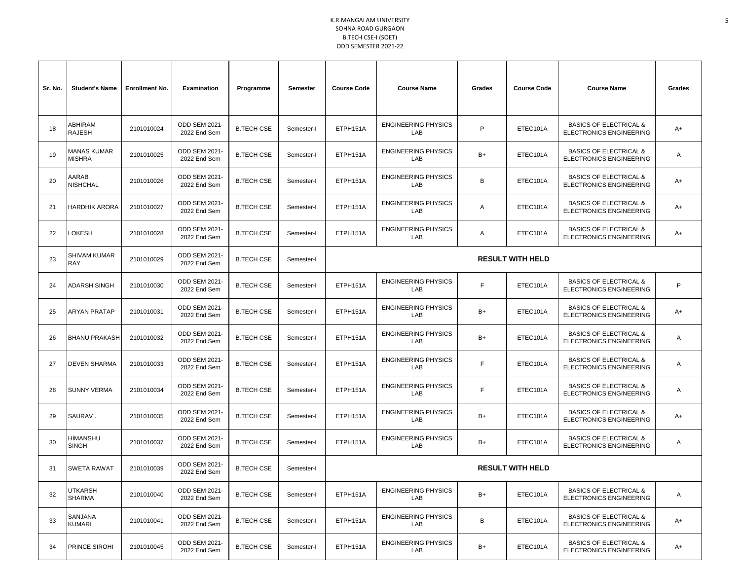K.R.MANGALAM UNIVERSITY
SOHNA ROAD GURGAON
B.TECH CSE-I (SOET)
ODD SEMESTER 2021-22

| Sr. No. | Student's Name | Enrollment No. | Examination | Programme | Semester | Course Code | Course Name | Grades | Course Code | Course Name | Grades |
|---|---|---|---|---|---|---|---|---|---|---|---|
| 18 | ABHIRAM RAJESH | 2101010024 | ODD SEM 2021-2022 End Sem | B.TECH CSE | Semester-I | ETPH151A | ENGINEERING PHYSICS LAB | P | ETEC101A | BASICS OF ELECTRICAL & ELECTRONICS ENGINEERING | A+ |
| 19 | MANAS KUMAR MISHRA | 2101010025 | ODD SEM 2021-2022 End Sem | B.TECH CSE | Semester-I | ETPH151A | ENGINEERING PHYSICS LAB | B+ | ETEC101A | BASICS OF ELECTRICAL & ELECTRONICS ENGINEERING | A |
| 20 | AARAB NISHCHAL | 2101010026 | ODD SEM 2021-2022 End Sem | B.TECH CSE | Semester-I | ETPH151A | ENGINEERING PHYSICS LAB | B | ETEC101A | BASICS OF ELECTRICAL & ELECTRONICS ENGINEERING | A+ |
| 21 | HARDHIK ARORA | 2101010027 | ODD SEM 2021-2022 End Sem | B.TECH CSE | Semester-I | ETPH151A | ENGINEERING PHYSICS LAB | A | ETEC101A | BASICS OF ELECTRICAL & ELECTRONICS ENGINEERING | A+ |
| 22 | LOKESH | 2101010028 | ODD SEM 2021-2022 End Sem | B.TECH CSE | Semester-I | ETPH151A | ENGINEERING PHYSICS LAB | A | ETEC101A | BASICS OF ELECTRICAL & ELECTRONICS ENGINEERING | A+ |
| 23 | SHIVAM KUMAR RAY | 2101010029 | ODD SEM 2021-2022 End Sem | B.TECH CSE | Semester-I | **RESULT WITH HELD** | | | | | |
| 24 | ADARSH SINGH | 2101010030 | ODD SEM 2021-2022 End Sem | B.TECH CSE | Semester-I | ETPH151A | ENGINEERING PHYSICS LAB | F | ETEC101A | BASICS OF ELECTRICAL & ELECTRONICS ENGINEERING | P |
| 25 | ARYAN PRATAP | 2101010031 | ODD SEM 2021-2022 End Sem | B.TECH CSE | Semester-I | ETPH151A | ENGINEERING PHYSICS LAB | B+ | ETEC101A | BASICS OF ELECTRICAL & ELECTRONICS ENGINEERING | A+ |
| 26 | BHANU PRAKASH | 2101010032 | ODD SEM 2021-2022 End Sem | B.TECH CSE | Semester-I | ETPH151A | ENGINEERING PHYSICS LAB | B+ | ETEC101A | BASICS OF ELECTRICAL & ELECTRONICS ENGINEERING | A |
| 27 | DEVEN SHARMA | 2101010033 | ODD SEM 2021-2022 End Sem | B.TECH CSE | Semester-I | ETPH151A | ENGINEERING PHYSICS LAB | F | ETEC101A | BASICS OF ELECTRICAL & ELECTRONICS ENGINEERING | A |
| 28 | SUNNY VERMA | 2101010034 | ODD SEM 2021-2022 End Sem | B.TECH CSE | Semester-I | ETPH151A | ENGINEERING PHYSICS LAB | F | ETEC101A | BASICS OF ELECTRICAL & ELECTRONICS ENGINEERING | A |
| 29 | SAURAV . | 2101010035 | ODD SEM 2021-2022 End Sem | B.TECH CSE | Semester-I | ETPH151A | ENGINEERING PHYSICS LAB | B+ | ETEC101A | BASICS OF ELECTRICAL & ELECTRONICS ENGINEERING | A+ |
| 30 | HIMANSHU SINGH | 2101010037 | ODD SEM 2021-2022 End Sem | B.TECH CSE | Semester-I | ETPH151A | ENGINEERING PHYSICS LAB | B+ | ETEC101A | BASICS OF ELECTRICAL & ELECTRONICS ENGINEERING | A |
| 31 | SWETA RAWAT | 2101010039 | ODD SEM 2021-2022 End Sem | B.TECH CSE | Semester-I | **RESULT WITH HELD** | | | | | |
| 32 | UTKARSH SHARMA | 2101010040 | ODD SEM 2021-2022 End Sem | B.TECH CSE | Semester-I | ETPH151A | ENGINEERING PHYSICS LAB | B+ | ETEC101A | BASICS OF ELECTRICAL & ELECTRONICS ENGINEERING | A |
| 33 | SANJANA KUMARI | 2101010041 | ODD SEM 2021-2022 End Sem | B.TECH CSE | Semester-I | ETPH151A | ENGINEERING PHYSICS LAB | B | ETEC101A | BASICS OF ELECTRICAL & ELECTRONICS ENGINEERING | A+ |
| 34 | PRINCE SIROHI | 2101010045 | ODD SEM 2021-2022 End Sem | B.TECH CSE | Semester-I | ETPH151A | ENGINEERING PHYSICS LAB | B+ | ETEC101A | BASICS OF ELECTRICAL & ELECTRONICS ENGINEERING | A+ |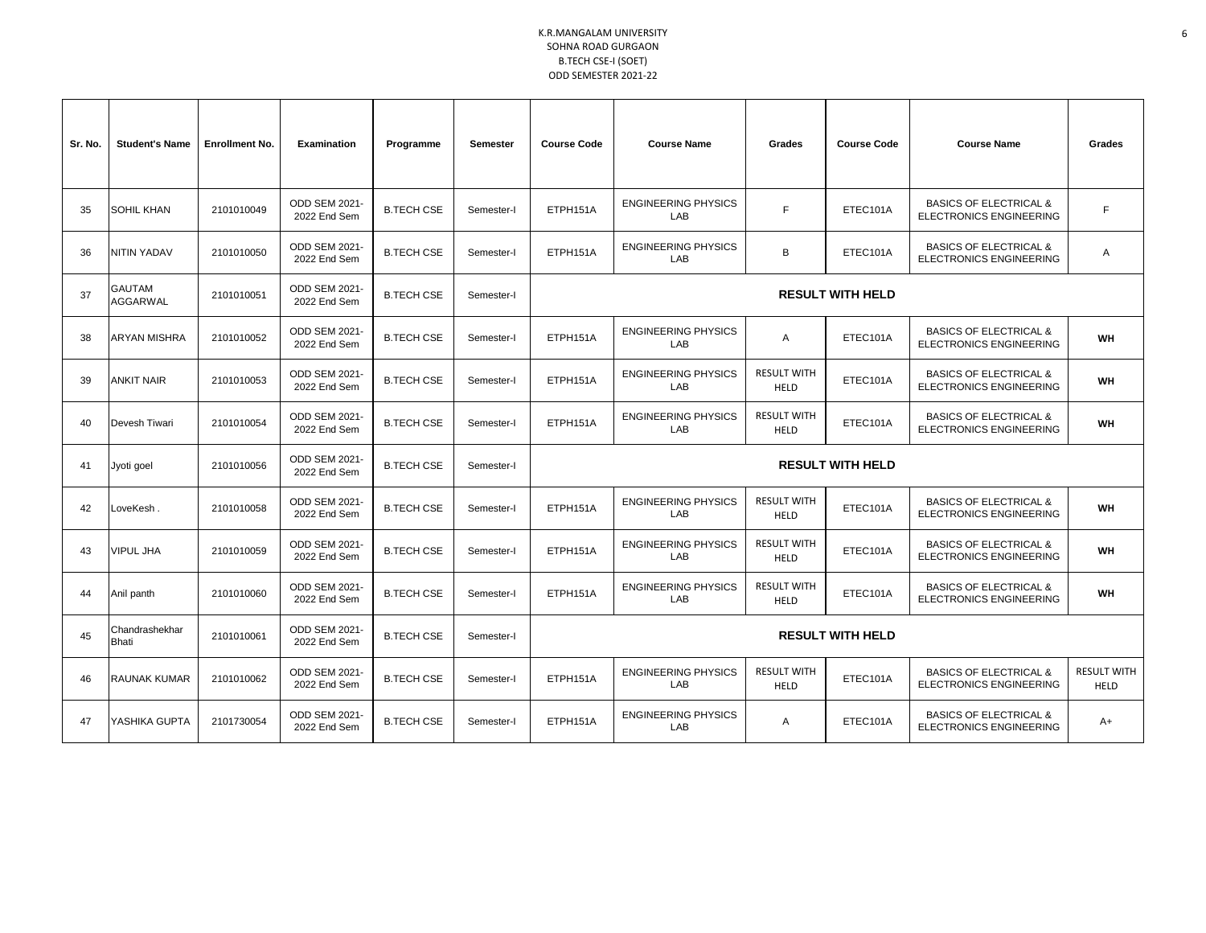K.R.MANGALAM UNIVERSITY
SOHNA ROAD GURGAON
B.TECH CSE-I (SOET)
ODD SEMESTER 2021-22

| Sr. No. | Student's Name | Enrollment No. | Examination | Programme | Semester | Course Code | Course Name | Grades | Course Code | Course Name | Grades |
|---|---|---|---|---|---|---|---|---|---|---|---|
| 35 | SOHIL KHAN | 2101010049 | ODD SEM 2021-2022 End Sem | B.TECH CSE | Semester-I | ETPH151A | ENGINEERING PHYSICS LAB | F | ETEC101A | BASICS OF ELECTRICAL & ELECTRONICS ENGINEERING | F |
| 36 | NITIN YADAV | 2101010050 | ODD SEM 2021-2022 End Sem | B.TECH CSE | Semester-I | ETPH151A | ENGINEERING PHYSICS LAB | B | ETEC101A | BASICS OF ELECTRICAL & ELECTRONICS ENGINEERING | A |
| 37 | GAUTAM AGGARWAL | 2101010051 | ODD SEM 2021-2022 End Sem | B.TECH CSE | Semester-I | **RESULT WITH HELD** | | | | | |
| 38 | ARYAN MISHRA | 2101010052 | ODD SEM 2021-2022 End Sem | B.TECH CSE | Semester-I | ETPH151A | ENGINEERING PHYSICS LAB | A | ETEC101A | BASICS OF ELECTRICAL & ELECTRONICS ENGINEERING | **WH** |
| 39 | ANKIT NAIR | 2101010053 | ODD SEM 2021-2022 End Sem | B.TECH CSE | Semester-I | ETPH151A | ENGINEERING PHYSICS LAB | RESULT WITH HELD | ETEC101A | BASICS OF ELECTRICAL & ELECTRONICS ENGINEERING | **WH** |
| 40 | Devesh Tiwari | 2101010054 | ODD SEM 2021-2022 End Sem | B.TECH CSE | Semester-I | ETPH151A | ENGINEERING PHYSICS LAB | RESULT WITH HELD | ETEC101A | BASICS OF ELECTRICAL & ELECTRONICS ENGINEERING | **WH** |
| 41 | Jyoti goel | 2101010056 | ODD SEM 2021-2022 End Sem | B.TECH CSE | Semester-I | **RESULT WITH HELD** | | | | | |
| 42 | LoveKesh . | 2101010058 | ODD SEM 2021-2022 End Sem | B.TECH CSE | Semester-I | ETPH151A | ENGINEERING PHYSICS LAB | RESULT WITH HELD | ETEC101A | BASICS OF ELECTRICAL & ELECTRONICS ENGINEERING | **WH** |
| 43 | VIPUL JHA | 2101010059 | ODD SEM 2021-2022 End Sem | B.TECH CSE | Semester-I | ETPH151A | ENGINEERING PHYSICS LAB | RESULT WITH HELD | ETEC101A | BASICS OF ELECTRICAL & ELECTRONICS ENGINEERING | **WH** |
| 44 | Anil panth | 2101010060 | ODD SEM 2021-2022 End Sem | B.TECH CSE | Semester-I | ETPH151A | ENGINEERING PHYSICS LAB | RESULT WITH HELD | ETEC101A | BASICS OF ELECTRICAL & ELECTRONICS ENGINEERING | **WH** |
| 45 | Chandrashekhar Bhati | 2101010061 | ODD SEM 2021-2022 End Sem | B.TECH CSE | Semester-I | **RESULT WITH HELD** | | | | | |
| 46 | RAUNAK KUMAR | 2101010062 | ODD SEM 2021-2022 End Sem | B.TECH CSE | Semester-I | ETPH151A | ENGINEERING PHYSICS LAB | RESULT WITH HELD | ETEC101A | BASICS OF ELECTRICAL & ELECTRONICS ENGINEERING | RESULT WITH HELD |
| 47 | YASHIKA GUPTA | 2101730054 | ODD SEM 2021-2022 End Sem | B.TECH CSE | Semester-I | ETPH151A | ENGINEERING PHYSICS LAB | A | ETEC101A | BASICS OF ELECTRICAL & ELECTRONICS ENGINEERING | A+ |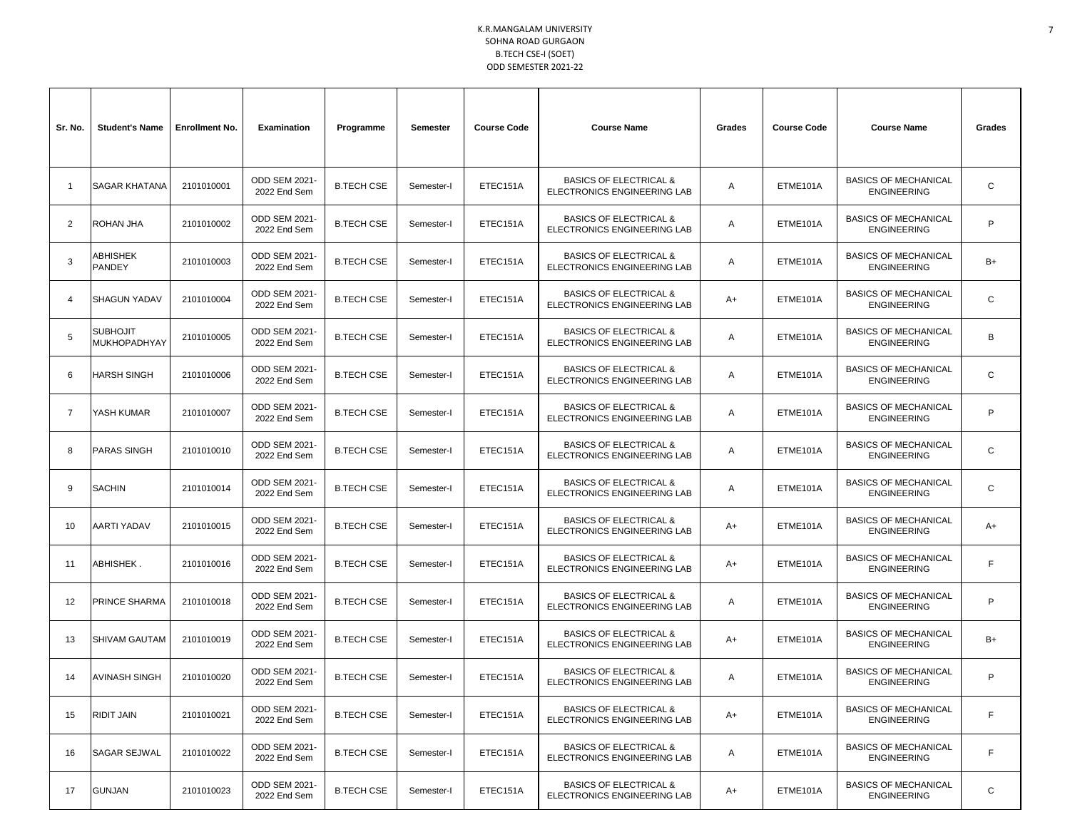K.R.MANGALAM UNIVERSITY
SOHNA ROAD GURGAON
B.TECH CSE-I (SOET)
ODD SEMESTER 2021-22

| Sr. No. | Student's Name | Enrollment No. | Examination | Programme | Semester | Course Code | Course Name | Grades | Course Code | Course Name | Grades |
|---|---|---|---|---|---|---|---|---|---|---|---|
| 1 | SAGAR KHATANA | 2101010001 | ODD SEM 2021-2022 End Sem | B.TECH CSE | Semester-I | ETEC151A | BASICS OF ELECTRICAL & ELECTRONICS ENGINEERING LAB | A | ETME101A | BASICS OF MECHANICAL ENGINEERING | C |
| 2 | ROHAN JHA | 2101010002 | ODD SEM 2021-2022 End Sem | B.TECH CSE | Semester-I | ETEC151A | BASICS OF ELECTRICAL & ELECTRONICS ENGINEERING LAB | A | ETME101A | BASICS OF MECHANICAL ENGINEERING | P |
| 3 | ABHISHEK PANDEY | 2101010003 | ODD SEM 2021-2022 End Sem | B.TECH CSE | Semester-I | ETEC151A | BASICS OF ELECTRICAL & ELECTRONICS ENGINEERING LAB | A | ETME101A | BASICS OF MECHANICAL ENGINEERING | B+ |
| 4 | SHAGUN YADAV | 2101010004 | ODD SEM 2021-2022 End Sem | B.TECH CSE | Semester-I | ETEC151A | BASICS OF ELECTRICAL & ELECTRONICS ENGINEERING LAB | A+ | ETME101A | BASICS OF MECHANICAL ENGINEERING | C |
| 5 | SUBHOJIT MUKHOPADHYAY | 2101010005 | ODD SEM 2021-2022 End Sem | B.TECH CSE | Semester-I | ETEC151A | BASICS OF ELECTRICAL & ELECTRONICS ENGINEERING LAB | A | ETME101A | BASICS OF MECHANICAL ENGINEERING | B |
| 6 | HARSH SINGH | 2101010006 | ODD SEM 2021-2022 End Sem | B.TECH CSE | Semester-I | ETEC151A | BASICS OF ELECTRICAL & ELECTRONICS ENGINEERING LAB | A | ETME101A | BASICS OF MECHANICAL ENGINEERING | C |
| 7 | YASH KUMAR | 2101010007 | ODD SEM 2021-2022 End Sem | B.TECH CSE | Semester-I | ETEC151A | BASICS OF ELECTRICAL & ELECTRONICS ENGINEERING LAB | A | ETME101A | BASICS OF MECHANICAL ENGINEERING | P |
| 8 | PARAS SINGH | 2101010010 | ODD SEM 2021-2022 End Sem | B.TECH CSE | Semester-I | ETEC151A | BASICS OF ELECTRICAL & ELECTRONICS ENGINEERING LAB | A | ETME101A | BASICS OF MECHANICAL ENGINEERING | C |
| 9 | SACHIN | 2101010014 | ODD SEM 2021-2022 End Sem | B.TECH CSE | Semester-I | ETEC151A | BASICS OF ELECTRICAL & ELECTRONICS ENGINEERING LAB | A | ETME101A | BASICS OF MECHANICAL ENGINEERING | C |
| 10 | AARTI YADAV | 2101010015 | ODD SEM 2021-2022 End Sem | B.TECH CSE | Semester-I | ETEC151A | BASICS OF ELECTRICAL & ELECTRONICS ENGINEERING LAB | A+ | ETME101A | BASICS OF MECHANICAL ENGINEERING | A+ |
| 11 | ABHISHEK . | 2101010016 | ODD SEM 2021-2022 End Sem | B.TECH CSE | Semester-I | ETEC151A | BASICS OF ELECTRICAL & ELECTRONICS ENGINEERING LAB | A+ | ETME101A | BASICS OF MECHANICAL ENGINEERING | F |
| 12 | PRINCE SHARMA | 2101010018 | ODD SEM 2021-2022 End Sem | B.TECH CSE | Semester-I | ETEC151A | BASICS OF ELECTRICAL & ELECTRONICS ENGINEERING LAB | A | ETME101A | BASICS OF MECHANICAL ENGINEERING | P |
| 13 | SHIVAM GAUTAM | 2101010019 | ODD SEM 2021-2022 End Sem | B.TECH CSE | Semester-I | ETEC151A | BASICS OF ELECTRICAL & ELECTRONICS ENGINEERING LAB | A+ | ETME101A | BASICS OF MECHANICAL ENGINEERING | B+ |
| 14 | AVINASH SINGH | 2101010020 | ODD SEM 2021-2022 End Sem | B.TECH CSE | Semester-I | ETEC151A | BASICS OF ELECTRICAL & ELECTRONICS ENGINEERING LAB | A | ETME101A | BASICS OF MECHANICAL ENGINEERING | P |
| 15 | RIDIT JAIN | 2101010021 | ODD SEM 2021-2022 End Sem | B.TECH CSE | Semester-I | ETEC151A | BASICS OF ELECTRICAL & ELECTRONICS ENGINEERING LAB | A+ | ETME101A | BASICS OF MECHANICAL ENGINEERING | F |
| 16 | SAGAR SEJWAL | 2101010022 | ODD SEM 2021-2022 End Sem | B.TECH CSE | Semester-I | ETEC151A | BASICS OF ELECTRICAL & ELECTRONICS ENGINEERING LAB | A | ETME101A | BASICS OF MECHANICAL ENGINEERING | F |
| 17 | GUNJAN | 2101010023 | ODD SEM 2021-2022 End Sem | B.TECH CSE | Semester-I | ETEC151A | BASICS OF ELECTRICAL & ELECTRONICS ENGINEERING LAB | A+ | ETME101A | BASICS OF MECHANICAL ENGINEERING | C |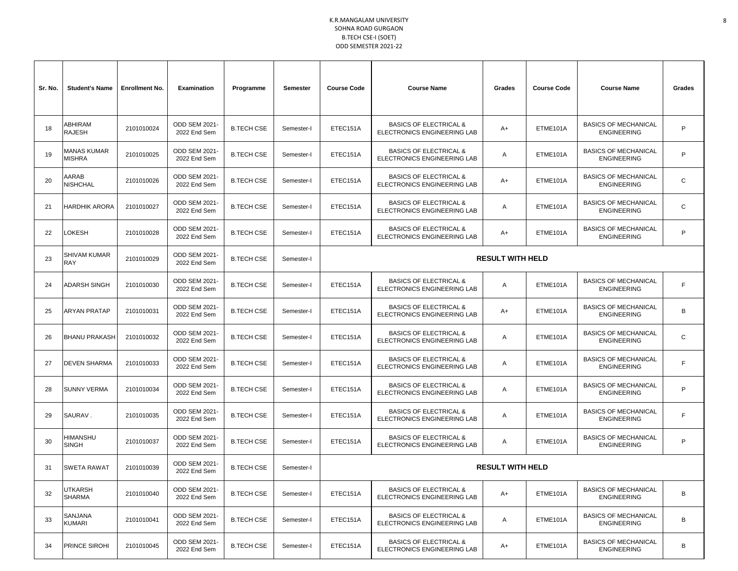K.R.MANGALAM UNIVERSITY
SOHNA ROAD GURGAON
B.TECH CSE-I (SOET)
ODD SEMESTER 2021-22

| Sr. No. | Student's Name | Enrollment No. | Examination | Programme | Semester | Course Code | Course Name | Grades | Course Code | Course Name | Grades |
|---|---|---|---|---|---|---|---|---|---|---|---|
| 18 | ABHIRAM RAJESH | 2101010024 | ODD SEM 2021-2022 End Sem | B.TECH CSE | Semester-I | ETEC151A | BASICS OF ELECTRICAL & ELECTRONICS ENGINEERING LAB | A+ | ETME101A | BASICS OF MECHANICAL ENGINEERING | P |
| 19 | MANAS KUMAR MISHRA | 2101010025 | ODD SEM 2021-2022 End Sem | B.TECH CSE | Semester-I | ETEC151A | BASICS OF ELECTRICAL & ELECTRONICS ENGINEERING LAB | A | ETME101A | BASICS OF MECHANICAL ENGINEERING | P |
| 20 | AARAB NISHCHAL | 2101010026 | ODD SEM 2021-2022 End Sem | B.TECH CSE | Semester-I | ETEC151A | BASICS OF ELECTRICAL & ELECTRONICS ENGINEERING LAB | A+ | ETME101A | BASICS OF MECHANICAL ENGINEERING | C |
| 21 | HARDHIK ARORA | 2101010027 | ODD SEM 2021-2022 End Sem | B.TECH CSE | Semester-I | ETEC151A | BASICS OF ELECTRICAL & ELECTRONICS ENGINEERING LAB | A | ETME101A | BASICS OF MECHANICAL ENGINEERING | C |
| 22 | LOKESH | 2101010028 | ODD SEM 2021-2022 End Sem | B.TECH CSE | Semester-I | ETEC151A | BASICS OF ELECTRICAL & ELECTRONICS ENGINEERING LAB | A+ | ETME101A | BASICS OF MECHANICAL ENGINEERING | P |
| 23 | SHIVAM KUMAR RAY | 2101010029 | ODD SEM 2021-2022 End Sem | B.TECH CSE | Semester-I | RESULT WITH HELD | | | | | |
| 24 | ADARSH SINGH | 2101010030 | ODD SEM 2021-2022 End Sem | B.TECH CSE | Semester-I | ETEC151A | BASICS OF ELECTRICAL & ELECTRONICS ENGINEERING LAB | A | ETME101A | BASICS OF MECHANICAL ENGINEERING | F |
| 25 | ARYAN PRATAP | 2101010031 | ODD SEM 2021-2022 End Sem | B.TECH CSE | Semester-I | ETEC151A | BASICS OF ELECTRICAL & ELECTRONICS ENGINEERING LAB | A+ | ETME101A | BASICS OF MECHANICAL ENGINEERING | B |
| 26 | BHANU PRAKASH | 2101010032 | ODD SEM 2021-2022 End Sem | B.TECH CSE | Semester-I | ETEC151A | BASICS OF ELECTRICAL & ELECTRONICS ENGINEERING LAB | A | ETME101A | BASICS OF MECHANICAL ENGINEERING | C |
| 27 | DEVEN SHARMA | 2101010033 | ODD SEM 2021-2022 End Sem | B.TECH CSE | Semester-I | ETEC151A | BASICS OF ELECTRICAL & ELECTRONICS ENGINEERING LAB | A | ETME101A | BASICS OF MECHANICAL ENGINEERING | F |
| 28 | SUNNY VERMA | 2101010034 | ODD SEM 2021-2022 End Sem | B.TECH CSE | Semester-I | ETEC151A | BASICS OF ELECTRICAL & ELECTRONICS ENGINEERING LAB | A | ETME101A | BASICS OF MECHANICAL ENGINEERING | P |
| 29 | SAURAV . | 2101010035 | ODD SEM 2021-2022 End Sem | B.TECH CSE | Semester-I | ETEC151A | BASICS OF ELECTRICAL & ELECTRONICS ENGINEERING LAB | A | ETME101A | BASICS OF MECHANICAL ENGINEERING | F |
| 30 | HIMANSHU SINGH | 2101010037 | ODD SEM 2021-2022 End Sem | B.TECH CSE | Semester-I | ETEC151A | BASICS OF ELECTRICAL & ELECTRONICS ENGINEERING LAB | A | ETME101A | BASICS OF MECHANICAL ENGINEERING | P |
| 31 | SWETA RAWAT | 2101010039 | ODD SEM 2021-2022 End Sem | B.TECH CSE | Semester-I | RESULT WITH HELD | | | | | |
| 32 | UTKARSH SHARMA | 2101010040 | ODD SEM 2021-2022 End Sem | B.TECH CSE | Semester-I | ETEC151A | BASICS OF ELECTRICAL & ELECTRONICS ENGINEERING LAB | A+ | ETME101A | BASICS OF MECHANICAL ENGINEERING | B |
| 33 | SANJANA KUMARI | 2101010041 | ODD SEM 2021-2022 End Sem | B.TECH CSE | Semester-I | ETEC151A | BASICS OF ELECTRICAL & ELECTRONICS ENGINEERING LAB | A | ETME101A | BASICS OF MECHANICAL ENGINEERING | B |
| 34 | PRINCE SIROHI | 2101010045 | ODD SEM 2021-2022 End Sem | B.TECH CSE | Semester-I | ETEC151A | BASICS OF ELECTRICAL & ELECTRONICS ENGINEERING LAB | A+ | ETME101A | BASICS OF MECHANICAL ENGINEERING | B |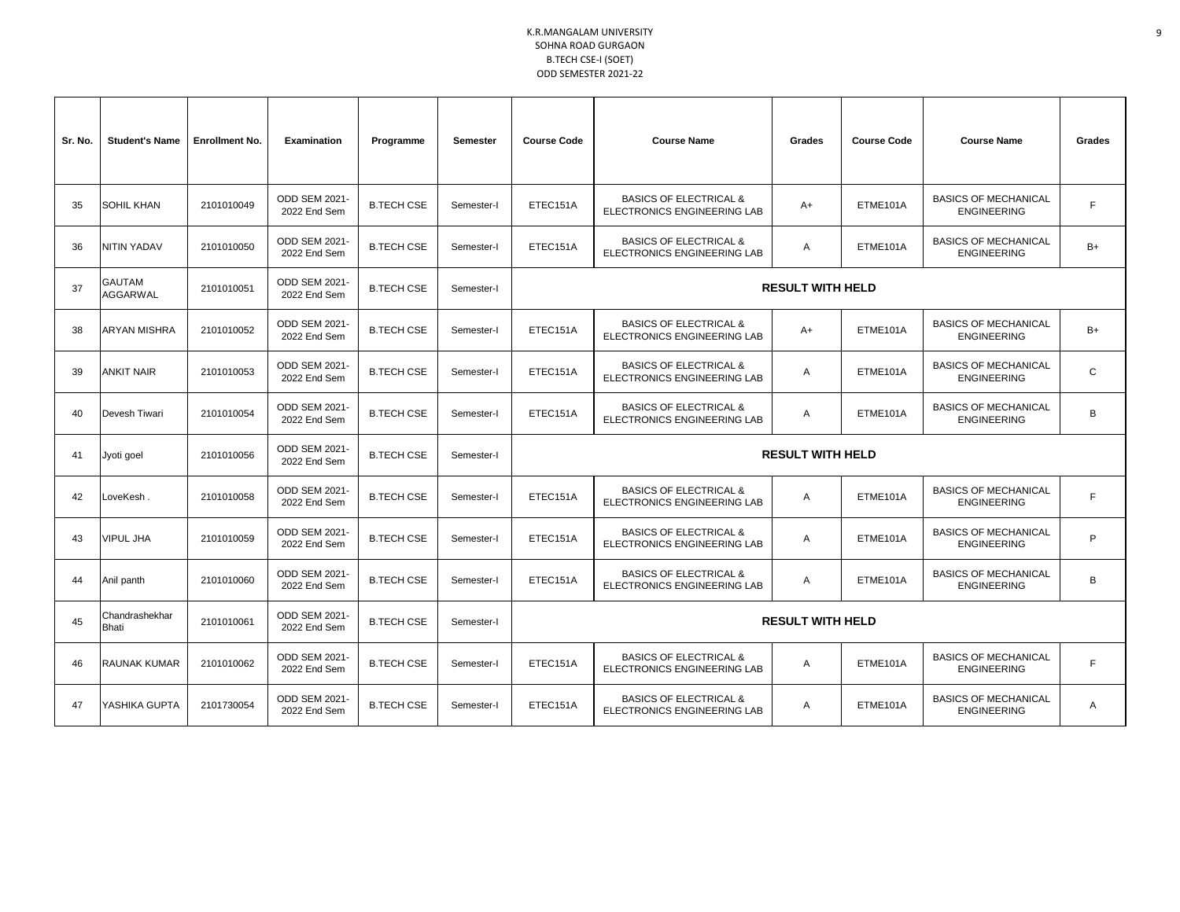K.R.MANGALAM UNIVERSITY
SOHNA ROAD GURGAON
B.TECH CSE-I (SOET)
ODD SEMESTER 2021-22

| Sr. No. | Student's Name | Enrollment No. | Examination | Programme | Semester | Course Code | Course Name | Grades | Course Code | Course Name | Grades |
|---|---|---|---|---|---|---|---|---|---|---|---|
| 35 | SOHIL KHAN | 2101010049 | ODD SEM 2021-2022 End Sem | B.TECH CSE | Semester-I | ETEC151A | BASICS OF ELECTRICAL & ELECTRONICS ENGINEERING LAB | A+ | ETME101A | BASICS OF MECHANICAL ENGINEERING | F |
| 36 | NITIN YADAV | 2101010050 | ODD SEM 2021-2022 End Sem | B.TECH CSE | Semester-I | ETEC151A | BASICS OF ELECTRICAL & ELECTRONICS ENGINEERING LAB | A | ETME101A | BASICS OF MECHANICAL ENGINEERING | B+ |
| 37 | GAUTAM AGGARWAL | 2101010051 | ODD SEM 2021-2022 End Sem | B.TECH CSE | Semester-I | **RESULT WITH HELD** | | | | | |
| 38 | ARYAN MISHRA | 2101010052 | ODD SEM 2021-2022 End Sem | B.TECH CSE | Semester-I | ETEC151A | BASICS OF ELECTRICAL & ELECTRONICS ENGINEERING LAB | A+ | ETME101A | BASICS OF MECHANICAL ENGINEERING | B+ |
| 39 | ANKIT NAIR | 2101010053 | ODD SEM 2021-2022 End Sem | B.TECH CSE | Semester-I | ETEC151A | BASICS OF ELECTRICAL & ELECTRONICS ENGINEERING LAB | A | ETME101A | BASICS OF MECHANICAL ENGINEERING | C |
| 40 | Devesh Tiwari | 2101010054 | ODD SEM 2021-2022 End Sem | B.TECH CSE | Semester-I | ETEC151A | BASICS OF ELECTRICAL & ELECTRONICS ENGINEERING LAB | A | ETME101A | BASICS OF MECHANICAL ENGINEERING | B |
| 41 | Jyoti goel | 2101010056 | ODD SEM 2021-2022 End Sem | B.TECH CSE | Semester-I | **RESULT WITH HELD** | | | | | |
| 42 | LoveKesh . | 2101010058 | ODD SEM 2021-2022 End Sem | B.TECH CSE | Semester-I | ETEC151A | BASICS OF ELECTRICAL & ELECTRONICS ENGINEERING LAB | A | ETME101A | BASICS OF MECHANICAL ENGINEERING | F |
| 43 | VIPUL JHA | 2101010059 | ODD SEM 2021-2022 End Sem | B.TECH CSE | Semester-I | ETEC151A | BASICS OF ELECTRICAL & ELECTRONICS ENGINEERING LAB | A | ETME101A | BASICS OF MECHANICAL ENGINEERING | P |
| 44 | Anil panth | 2101010060 | ODD SEM 2021-2022 End Sem | B.TECH CSE | Semester-I | ETEC151A | BASICS OF ELECTRICAL & ELECTRONICS ENGINEERING LAB | A | ETME101A | BASICS OF MECHANICAL ENGINEERING | B |
| 45 | Chandrashekhar Bhati | 2101010061 | ODD SEM 2021-2022 End Sem | B.TECH CSE | Semester-I | **RESULT WITH HELD** | | | | | |
| 46 | RAUNAK KUMAR | 2101010062 | ODD SEM 2021-2022 End Sem | B.TECH CSE | Semester-I | ETEC151A | BASICS OF ELECTRICAL & ELECTRONICS ENGINEERING LAB | A | ETME101A | BASICS OF MECHANICAL ENGINEERING | F |
| 47 | YASHIKA GUPTA | 2101730054 | ODD SEM 2021-2022 End Sem | B.TECH CSE | Semester-I | ETEC151A | BASICS OF ELECTRICAL & ELECTRONICS ENGINEERING LAB | A | ETME101A | BASICS OF MECHANICAL ENGINEERING | A |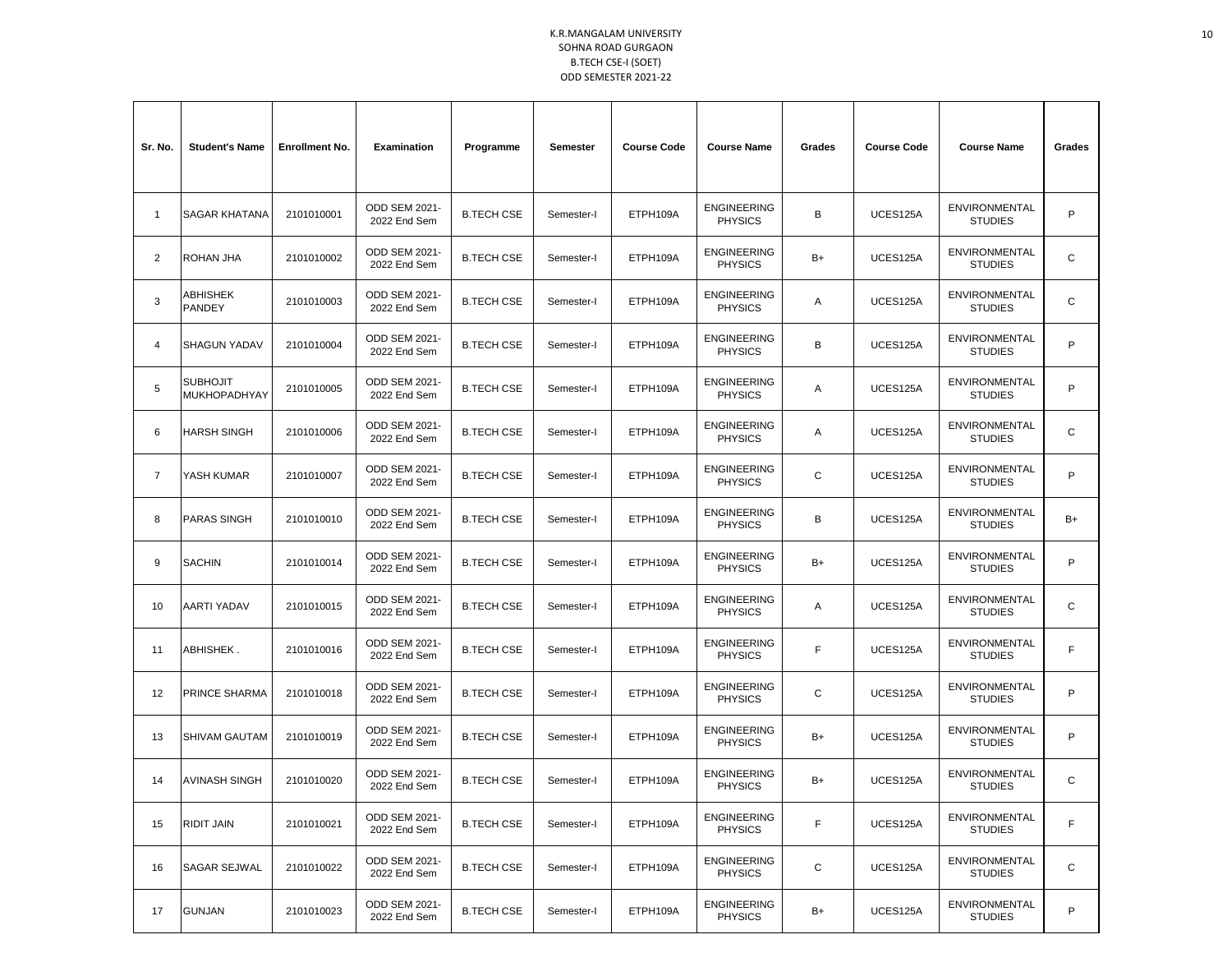K.R.MANGALAM UNIVERSITY
SOHNA ROAD GURGAON
B.TECH CSE-I (SOET)
ODD SEMESTER 2021-22

| Sr. No. | Student's Name | Enrollment No. | Examination | Programme | Semester | Course Code | Course Name | Grades | Course Code | Course Name | Grades |
|---|---|---|---|---|---|---|---|---|---|---|---|
| 1 | SAGAR KHATANA | 2101010001 | ODD SEM 2021-2022 End Sem | B.TECH CSE | Semester-I | ETPH109A | ENGINEERING PHYSICS | B | UCES125A | ENVIRONMENTAL STUDIES | P |
| 2 | ROHAN JHA | 2101010002 | ODD SEM 2021-2022 End Sem | B.TECH CSE | Semester-I | ETPH109A | ENGINEERING PHYSICS | B+ | UCES125A | ENVIRONMENTAL STUDIES | C |
| 3 | ABHISHEK PANDEY | 2101010003 | ODD SEM 2021-2022 End Sem | B.TECH CSE | Semester-I | ETPH109A | ENGINEERING PHYSICS | A | UCES125A | ENVIRONMENTAL STUDIES | C |
| 4 | SHAGUN YADAV | 2101010004 | ODD SEM 2021-2022 End Sem | B.TECH CSE | Semester-I | ETPH109A | ENGINEERING PHYSICS | B | UCES125A | ENVIRONMENTAL STUDIES | P |
| 5 | SUBHOJIT MUKHOPADHYAY | 2101010005 | ODD SEM 2021-2022 End Sem | B.TECH CSE | Semester-I | ETPH109A | ENGINEERING PHYSICS | A | UCES125A | ENVIRONMENTAL STUDIES | P |
| 6 | HARSH SINGH | 2101010006 | ODD SEM 2021-2022 End Sem | B.TECH CSE | Semester-I | ETPH109A | ENGINEERING PHYSICS | A | UCES125A | ENVIRONMENTAL STUDIES | C |
| 7 | YASH KUMAR | 2101010007 | ODD SEM 2021-2022 End Sem | B.TECH CSE | Semester-I | ETPH109A | ENGINEERING PHYSICS | C | UCES125A | ENVIRONMENTAL STUDIES | P |
| 8 | PARAS SINGH | 2101010010 | ODD SEM 2021-2022 End Sem | B.TECH CSE | Semester-I | ETPH109A | ENGINEERING PHYSICS | B | UCES125A | ENVIRONMENTAL STUDIES | B+ |
| 9 | SACHIN | 2101010014 | ODD SEM 2021-2022 End Sem | B.TECH CSE | Semester-I | ETPH109A | ENGINEERING PHYSICS | B+ | UCES125A | ENVIRONMENTAL STUDIES | P |
| 10 | AARTI YADAV | 2101010015 | ODD SEM 2021-2022 End Sem | B.TECH CSE | Semester-I | ETPH109A | ENGINEERING PHYSICS | A | UCES125A | ENVIRONMENTAL STUDIES | C |
| 11 | ABHISHEK . | 2101010016 | ODD SEM 2021-2022 End Sem | B.TECH CSE | Semester-I | ETPH109A | ENGINEERING PHYSICS | F | UCES125A | ENVIRONMENTAL STUDIES | F |
| 12 | PRINCE SHARMA | 2101010018 | ODD SEM 2021-2022 End Sem | B.TECH CSE | Semester-I | ETPH109A | ENGINEERING PHYSICS | C | UCES125A | ENVIRONMENTAL STUDIES | P |
| 13 | SHIVAM GAUTAM | 2101010019 | ODD SEM 2021-2022 End Sem | B.TECH CSE | Semester-I | ETPH109A | ENGINEERING PHYSICS | B+ | UCES125A | ENVIRONMENTAL STUDIES | P |
| 14 | AVINASH SINGH | 2101010020 | ODD SEM 2021-2022 End Sem | B.TECH CSE | Semester-I | ETPH109A | ENGINEERING PHYSICS | B+ | UCES125A | ENVIRONMENTAL STUDIES | C |
| 15 | RIDIT JAIN | 2101010021 | ODD SEM 2021-2022 End Sem | B.TECH CSE | Semester-I | ETPH109A | ENGINEERING PHYSICS | F | UCES125A | ENVIRONMENTAL STUDIES | F |
| 16 | SAGAR SEJWAL | 2101010022 | ODD SEM 2021-2022 End Sem | B.TECH CSE | Semester-I | ETPH109A | ENGINEERING PHYSICS | C | UCES125A | ENVIRONMENTAL STUDIES | C |
| 17 | GUNJAN | 2101010023 | ODD SEM 2021-2022 End Sem | B.TECH CSE | Semester-I | ETPH109A | ENGINEERING PHYSICS | B+ | UCES125A | ENVIRONMENTAL STUDIES | P |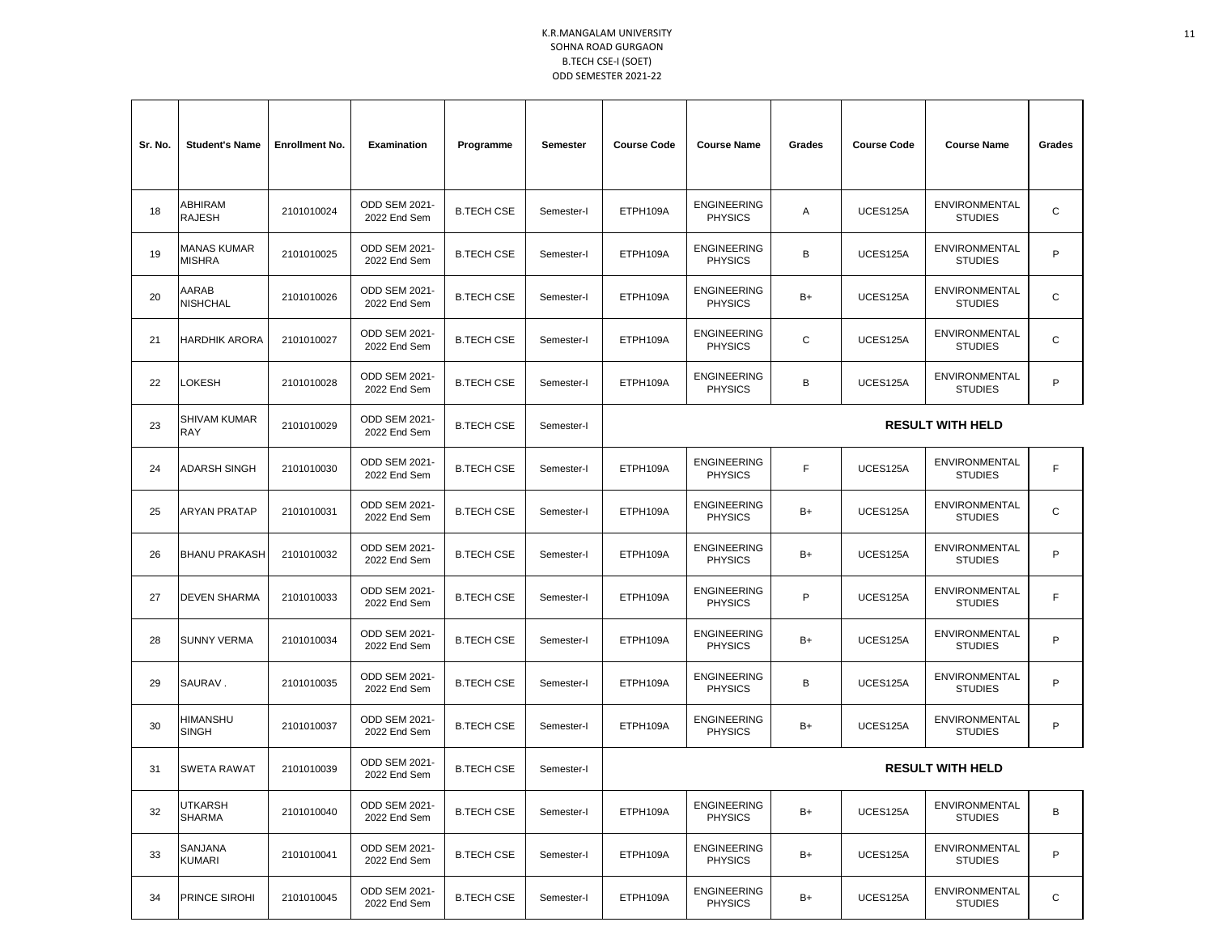K.R.MANGALAM UNIVERSITY
SOHNA ROAD GURGAON
B.TECH CSE-I (SOET)
ODD SEMESTER 2021-22

| Sr. No. | Student's Name | Enrollment No. | Examination | Programme | Semester | Course Code | Course Name | Grades | Course Code | Course Name | Grades |
|---|---|---|---|---|---|---|---|---|---|---|---|
| 18 | ABHIRAM RAJESH | 2101010024 | ODD SEM 2021-2022 End Sem | B.TECH CSE | Semester-I | ETPH109A | ENGINEERING PHYSICS | A | UCES125A | ENVIRONMENTAL STUDIES | C |
| 19 | MANAS KUMAR MISHRA | 2101010025 | ODD SEM 2021-2022 End Sem | B.TECH CSE | Semester-I | ETPH109A | ENGINEERING PHYSICS | B | UCES125A | ENVIRONMENTAL STUDIES | P |
| 20 | AARAB NISHCHAL | 2101010026 | ODD SEM 2021-2022 End Sem | B.TECH CSE | Semester-I | ETPH109A | ENGINEERING PHYSICS | B+ | UCES125A | ENVIRONMENTAL STUDIES | C |
| 21 | HARDHIK ARORA | 2101010027 | ODD SEM 2021-2022 End Sem | B.TECH CSE | Semester-I | ETPH109A | ENGINEERING PHYSICS | C | UCES125A | ENVIRONMENTAL STUDIES | C |
| 22 | LOKESH | 2101010028 | ODD SEM 2021-2022 End Sem | B.TECH CSE | Semester-I | ETPH109A | ENGINEERING PHYSICS | B | UCES125A | ENVIRONMENTAL STUDIES | P |
| 23 | SHIVAM KUMAR RAY | 2101010029 | ODD SEM 2021-2022 End Sem | B.TECH CSE | Semester-I | **RESULT WITH HELD** | | | | | |
| 24 | ADARSH SINGH | 2101010030 | ODD SEM 2021-2022 End Sem | B.TECH CSE | Semester-I | ETPH109A | ENGINEERING PHYSICS | F | UCES125A | ENVIRONMENTAL STUDIES | F |
| 25 | ARYAN PRATAP | 2101010031 | ODD SEM 2021-2022 End Sem | B.TECH CSE | Semester-I | ETPH109A | ENGINEERING PHYSICS | B+ | UCES125A | ENVIRONMENTAL STUDIES | C |
| 26 | BHANU PRAKASH | 2101010032 | ODD SEM 2021-2022 End Sem | B.TECH CSE | Semester-I | ETPH109A | ENGINEERING PHYSICS | B+ | UCES125A | ENVIRONMENTAL STUDIES | P |
| 27 | DEVEN SHARMA | 2101010033 | ODD SEM 2021-2022 End Sem | B.TECH CSE | Semester-I | ETPH109A | ENGINEERING PHYSICS | P | UCES125A | ENVIRONMENTAL STUDIES | F |
| 28 | SUNNY VERMA | 2101010034 | ODD SEM 2021-2022 End Sem | B.TECH CSE | Semester-I | ETPH109A | ENGINEERING PHYSICS | B+ | UCES125A | ENVIRONMENTAL STUDIES | P |
| 29 | SAURAV . | 2101010035 | ODD SEM 2021-2022 End Sem | B.TECH CSE | Semester-I | ETPH109A | ENGINEERING PHYSICS | B | UCES125A | ENVIRONMENTAL STUDIES | P |
| 30 | HIMANSHU SINGH | 2101010037 | ODD SEM 2021-2022 End Sem | B.TECH CSE | Semester-I | ETPH109A | ENGINEERING PHYSICS | B+ | UCES125A | ENVIRONMENTAL STUDIES | P |
| 31 | SWETA RAWAT | 2101010039 | ODD SEM 2021-2022 End Sem | B.TECH CSE | Semester-I | **RESULT WITH HELD** | | | | | |
| 32 | UTKARSH SHARMA | 2101010040 | ODD SEM 2021-2022 End Sem | B.TECH CSE | Semester-I | ETPH109A | ENGINEERING PHYSICS | B+ | UCES125A | ENVIRONMENTAL STUDIES | B |
| 33 | SANJANA KUMARI | 2101010041 | ODD SEM 2021-2022 End Sem | B.TECH CSE | Semester-I | ETPH109A | ENGINEERING PHYSICS | B+ | UCES125A | ENVIRONMENTAL STUDIES | P |
| 34 | PRINCE SIROHI | 2101010045 | ODD SEM 2021-2022 End Sem | B.TECH CSE | Semester-I | ETPH109A | ENGINEERING PHYSICS | B+ | UCES125A | ENVIRONMENTAL STUDIES | C |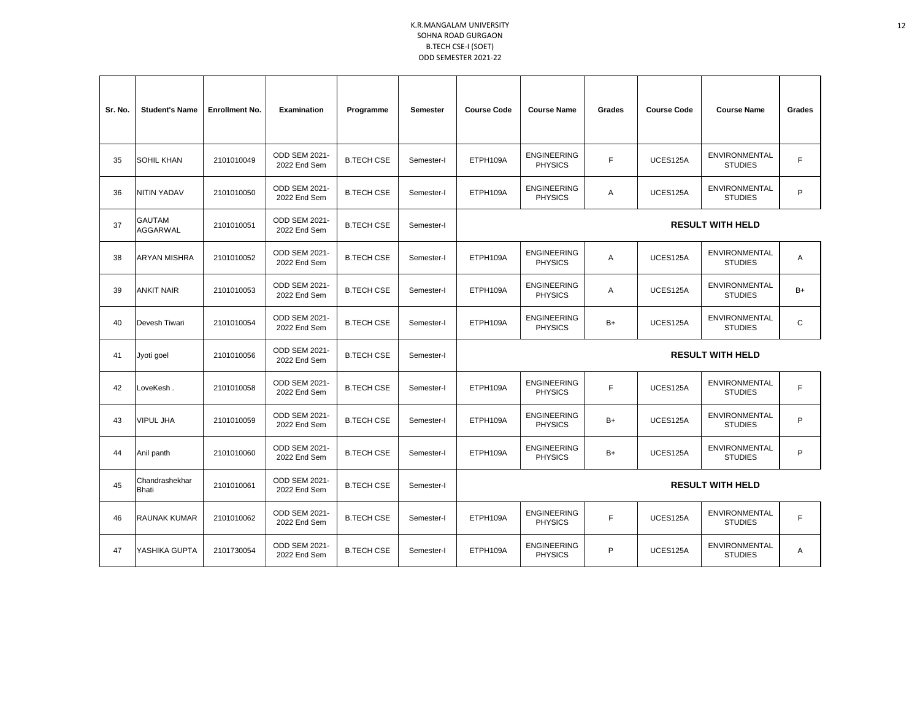K.R.MANGALAM UNIVERSITY
SOHNA ROAD GURGAON
B.TECH CSE-I (SOET)
ODD SEMESTER 2021-22

| Sr. No. | Student's Name | Enrollment No. | Examination | Programme | Semester | Course Code | Course Name | Grades | Course Code | Course Name | Grades |
|---|---|---|---|---|---|---|---|---|---|---|---|
| 35 | SOHIL KHAN | 2101010049 | ODD SEM 2021-2022 End Sem | B.TECH CSE | Semester-I | ETPH109A | ENGINEERING PHYSICS | F | UCES125A | ENVIRONMENTAL STUDIES | F |
| 36 | NITIN YADAV | 2101010050 | ODD SEM 2021-2022 End Sem | B.TECH CSE | Semester-I | ETPH109A | ENGINEERING PHYSICS | A | UCES125A | ENVIRONMENTAL STUDIES | P |
| 37 | GAUTAM AGGARWAL | 2101010051 | ODD SEM 2021-2022 End Sem | B.TECH CSE | Semester-I | RESULT WITH HELD | | | | | |
| 38 | ARYAN MISHRA | 2101010052 | ODD SEM 2021-2022 End Sem | B.TECH CSE | Semester-I | ETPH109A | ENGINEERING PHYSICS | A | UCES125A | ENVIRONMENTAL STUDIES | A |
| 39 | ANKIT NAIR | 2101010053 | ODD SEM 2021-2022 End Sem | B.TECH CSE | Semester-I | ETPH109A | ENGINEERING PHYSICS | A | UCES125A | ENVIRONMENTAL STUDIES | B+ |
| 40 | Devesh Tiwari | 2101010054 | ODD SEM 2021-2022 End Sem | B.TECH CSE | Semester-I | ETPH109A | ENGINEERING PHYSICS | B+ | UCES125A | ENVIRONMENTAL STUDIES | C |
| 41 | Jyoti goel | 2101010056 | ODD SEM 2021-2022 End Sem | B.TECH CSE | Semester-I | RESULT WITH HELD | | | | | |
| 42 | LoveKesh . | 2101010058 | ODD SEM 2021-2022 End Sem | B.TECH CSE | Semester-I | ETPH109A | ENGINEERING PHYSICS | F | UCES125A | ENVIRONMENTAL STUDIES | F |
| 43 | VIPUL JHA | 2101010059 | ODD SEM 2021-2022 End Sem | B.TECH CSE | Semester-I | ETPH109A | ENGINEERING PHYSICS | B+ | UCES125A | ENVIRONMENTAL STUDIES | P |
| 44 | Anil panth | 2101010060 | ODD SEM 2021-2022 End Sem | B.TECH CSE | Semester-I | ETPH109A | ENGINEERING PHYSICS | B+ | UCES125A | ENVIRONMENTAL STUDIES | P |
| 45 | Chandrashekhar Bhati | 2101010061 | ODD SEM 2021-2022 End Sem | B.TECH CSE | Semester-I | RESULT WITH HELD | | | | | |
| 46 | RAUNAK KUMAR | 2101010062 | ODD SEM 2021-2022 End Sem | B.TECH CSE | Semester-I | ETPH109A | ENGINEERING PHYSICS | F | UCES125A | ENVIRONMENTAL STUDIES | F |
| 47 | YASHIKA GUPTA | 2101730054 | ODD SEM 2021-2022 End Sem | B.TECH CSE | Semester-I | ETPH109A | ENGINEERING PHYSICS | P | UCES125A | ENVIRONMENTAL STUDIES | A |